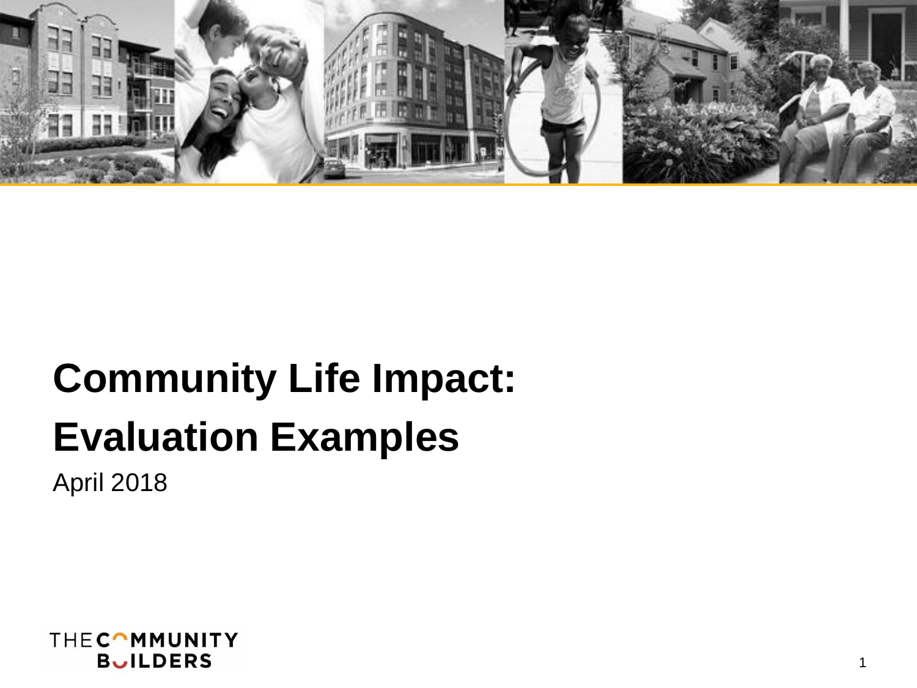# Community Life Impact: Evaluation Examples

April 2018

THE COMMUNITY BUILDERS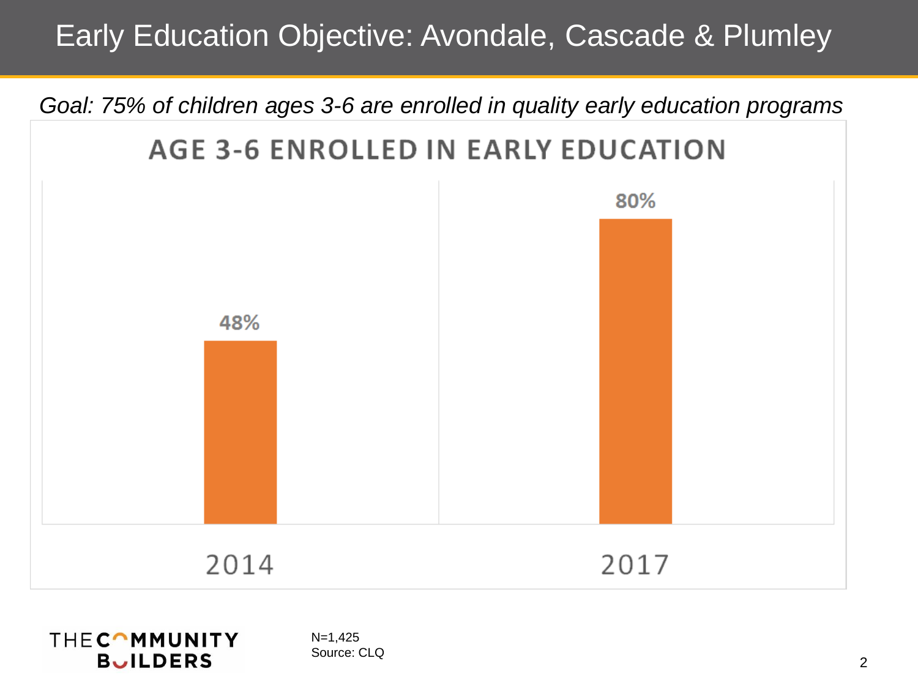# Early Education Objective: Avondale, Cascade & Plumley

*Goal: 75% of children ages 3-6 are enrolled in quality early education programs*

## AGE 3-6 ENROLLED IN EARLY EDUCATION

| Year | Enrolled |
|---|---|
| 2014 | 48% |
| 2017 | 80% |

THE COMMUNITY BUILDERS

N=1,425
Source: CLQ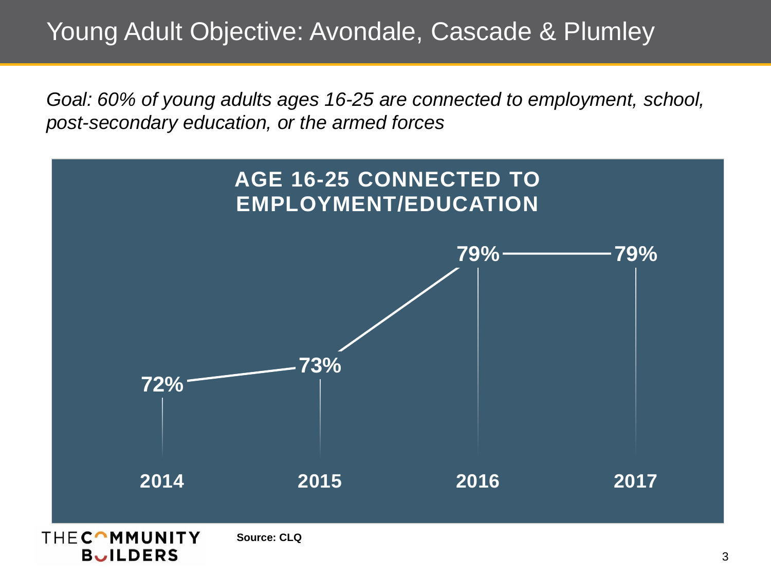# Young Adult Objective: Avondale, Cascade & Plumley

*Goal: 60% of young adults ages 16-25 are connected to employment, school, post-secondary education, or the armed forces*

**AGE 16-25 CONNECTED TO EMPLOYMENT/EDUCATION**

| 2014 | 2015 | 2016 | 2017 |
|---|---|---|---|
| 72% | 73% | 79% | 79% |

**Source: CLQ**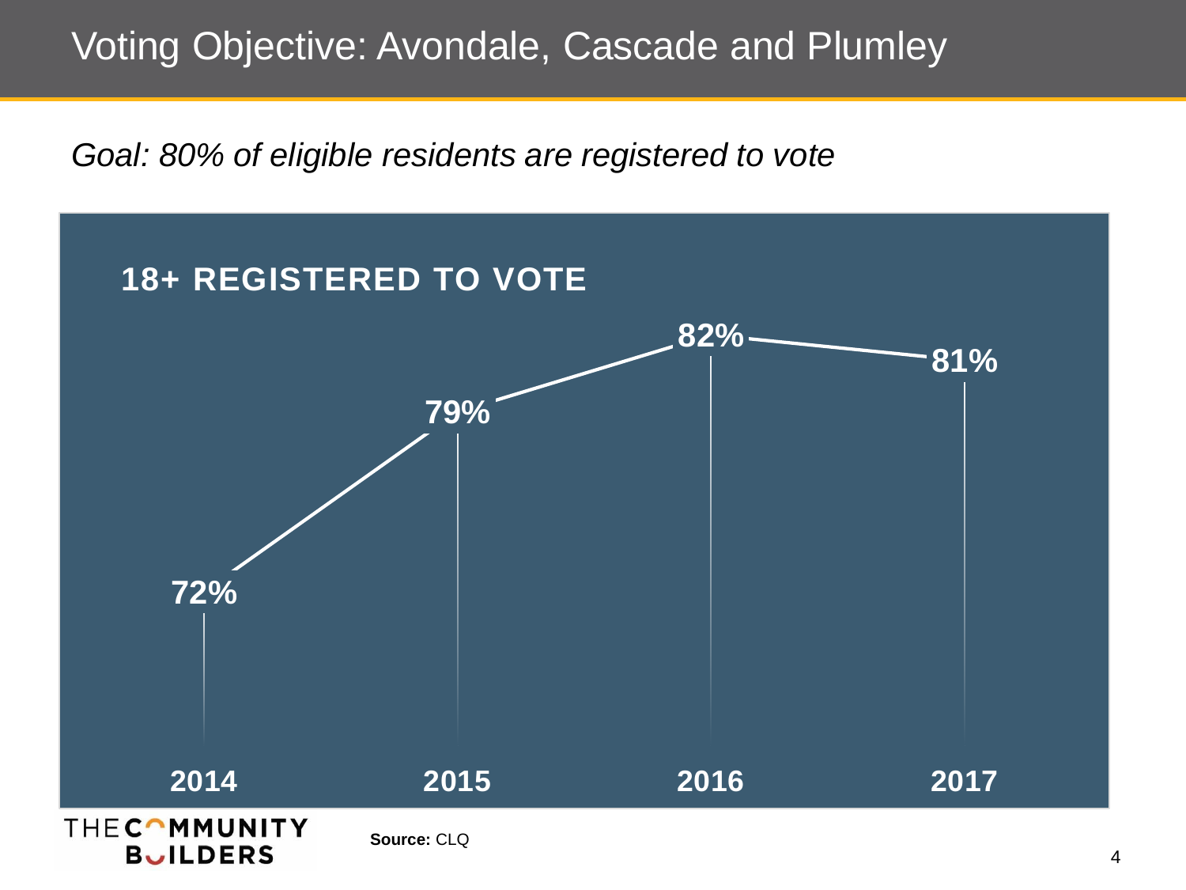# Voting Objective: Avondale, Cascade and Plumley

*Goal: 80% of eligible residents are registered to vote*

**18+ REGISTERED TO VOTE**

| Year | Registered |
| --- | --- |
| 2014 | 72% |
| 2015 | 79% |
| 2016 | 82% |
| 2017 | 81% |

THE COMMUNITY BUILDERS

**Source:** CLQ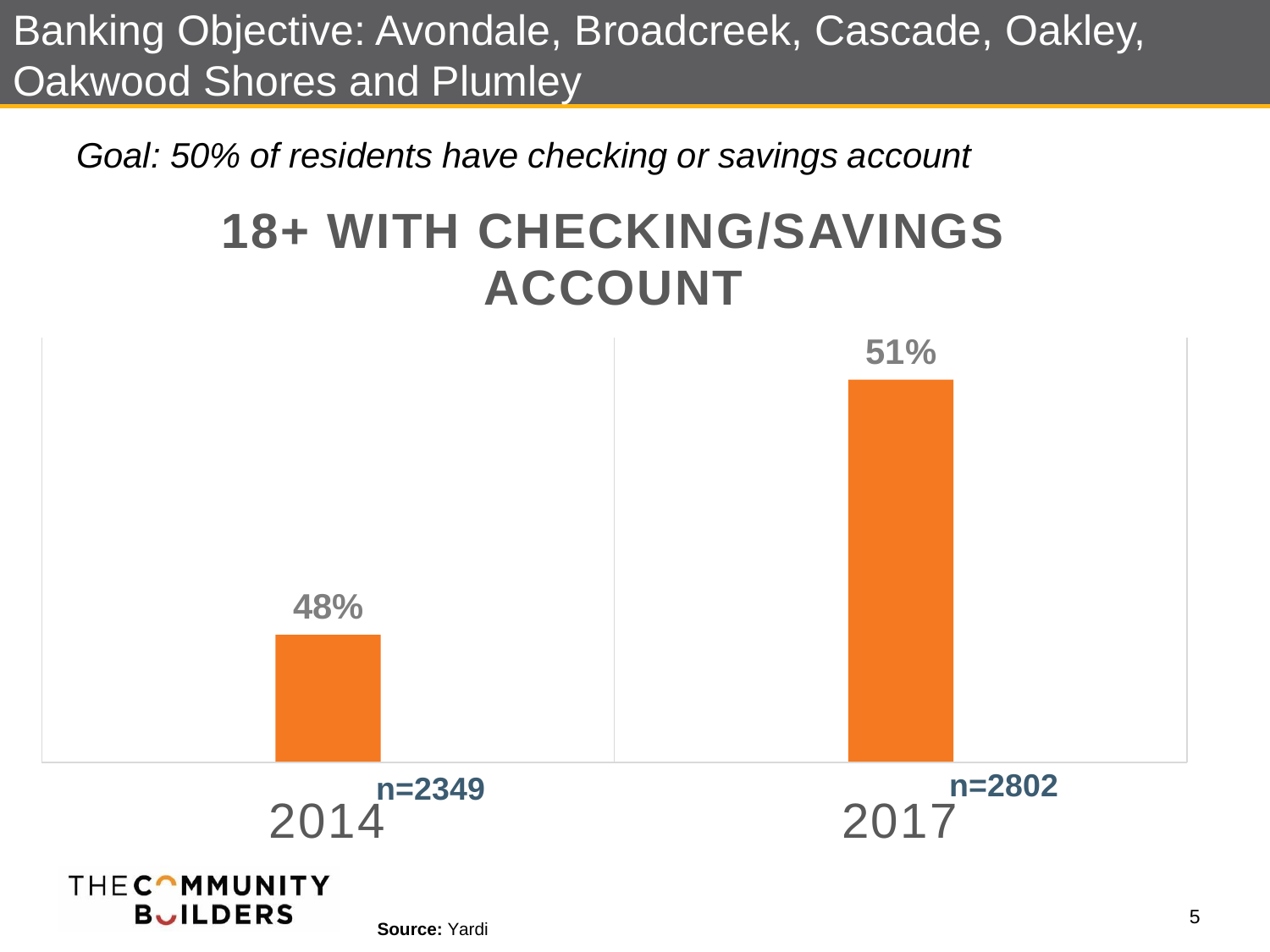# Banking Objective: Avondale, Broadcreek, Cascade, Oakley, Oakwood Shores and Plumley

*Goal: 50% of residents have checking or savings account*

## 18+ WITH CHECKING/SAVINGS ACCOUNT

| Year | 18+ with checking/savings account | n |
| --- | --- | --- |
| 2014 | 48% | n=2349 |
| 2017 | 51% | n=2802 |

THE COMMUNITY BUILDERS

**Source:** Yardi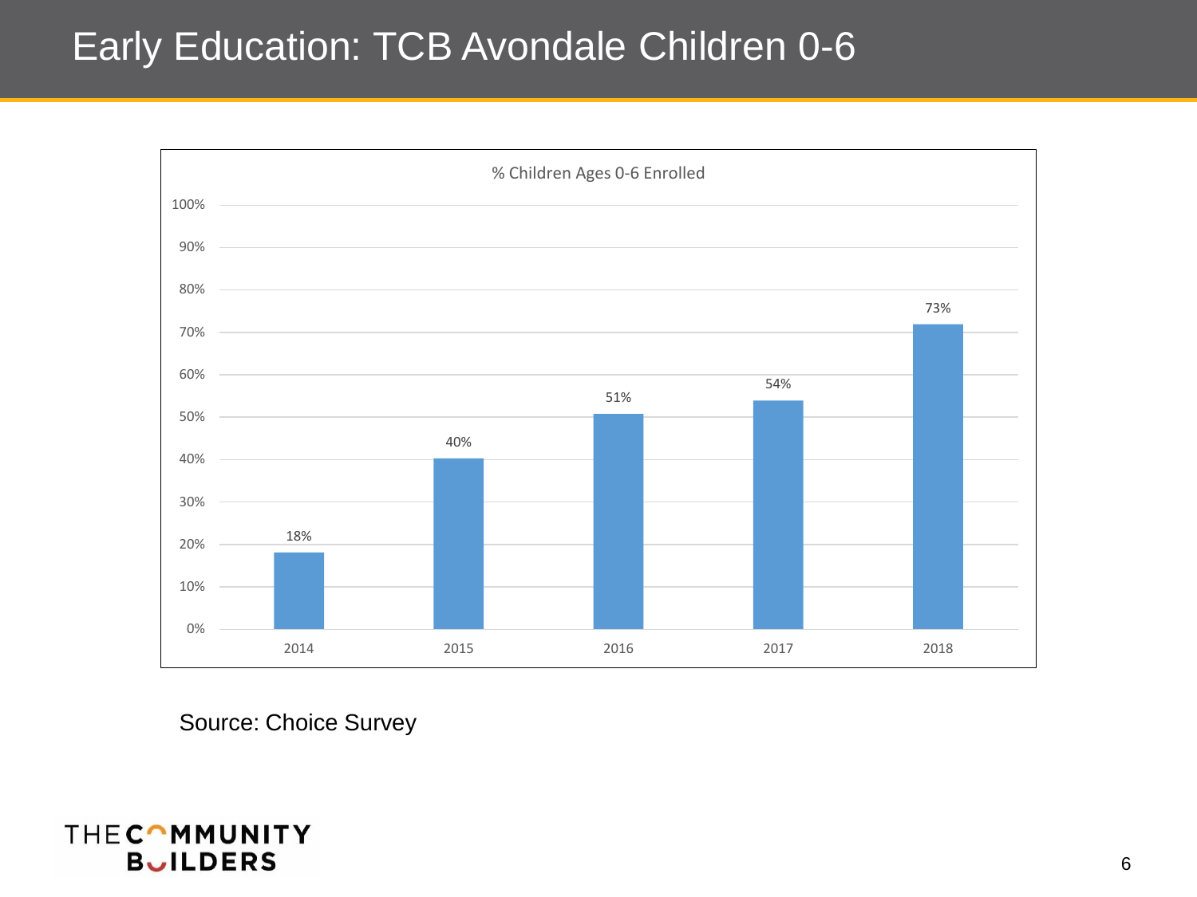# Early Education: TCB Avondale Children 0-6

% Children Ages 0-6 Enrolled

| Year | % Enrolled |
|---|---|
| 2014 | 18% |
| 2015 | 40% |
| 2016 | 51% |
| 2017 | 54% |
| 2018 | 73% |

Source: Choice Survey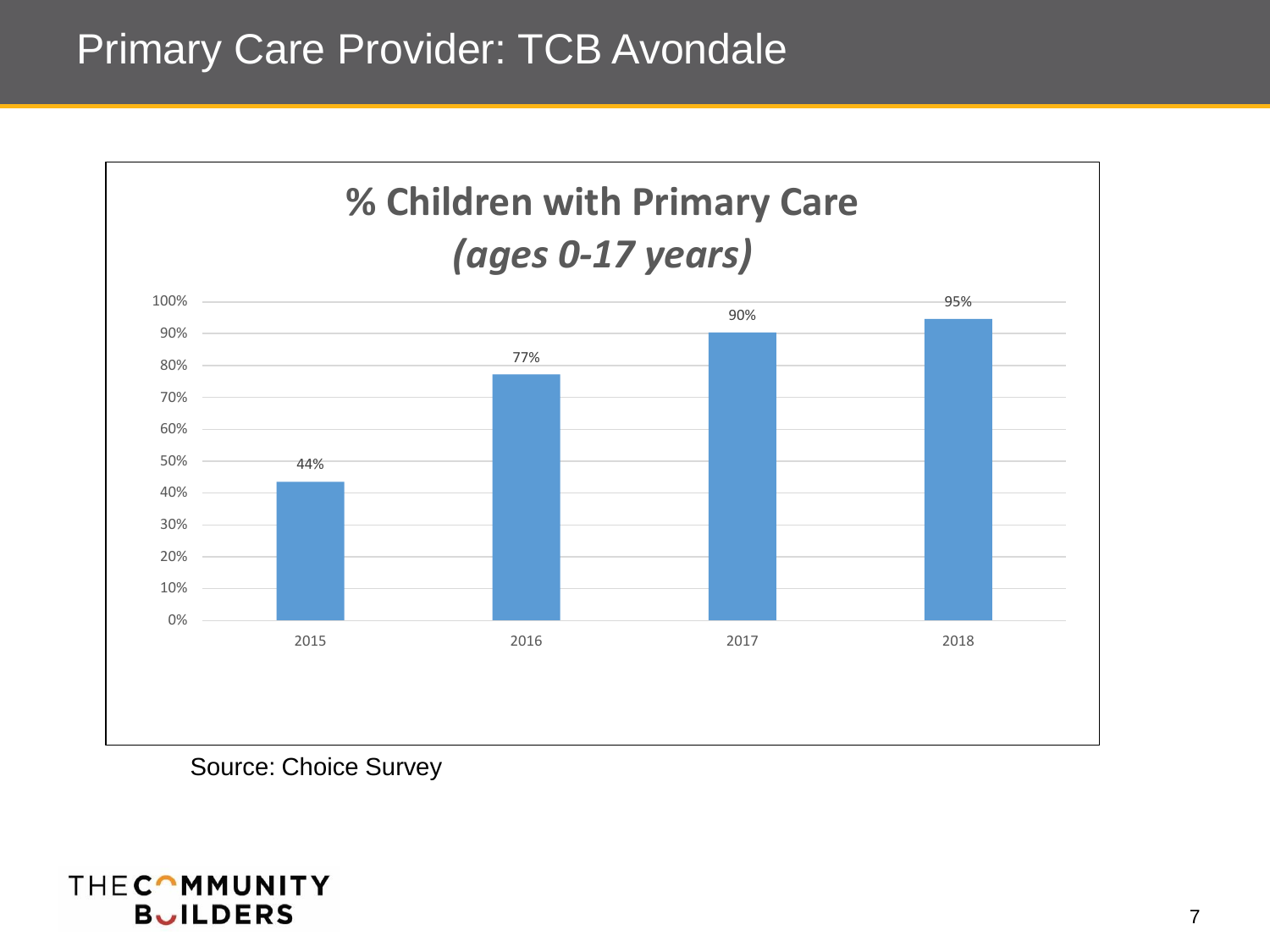# Primary Care Provider: TCB Avondale

**% Children with Primary Care**
***(ages 0-17 years)***

| Year | % Children with Primary Care |
|---|---|
| 2015 | 44% |
| 2016 | 77% |
| 2017 | 90% |
| 2018 | 95% |

Source: Choice Survey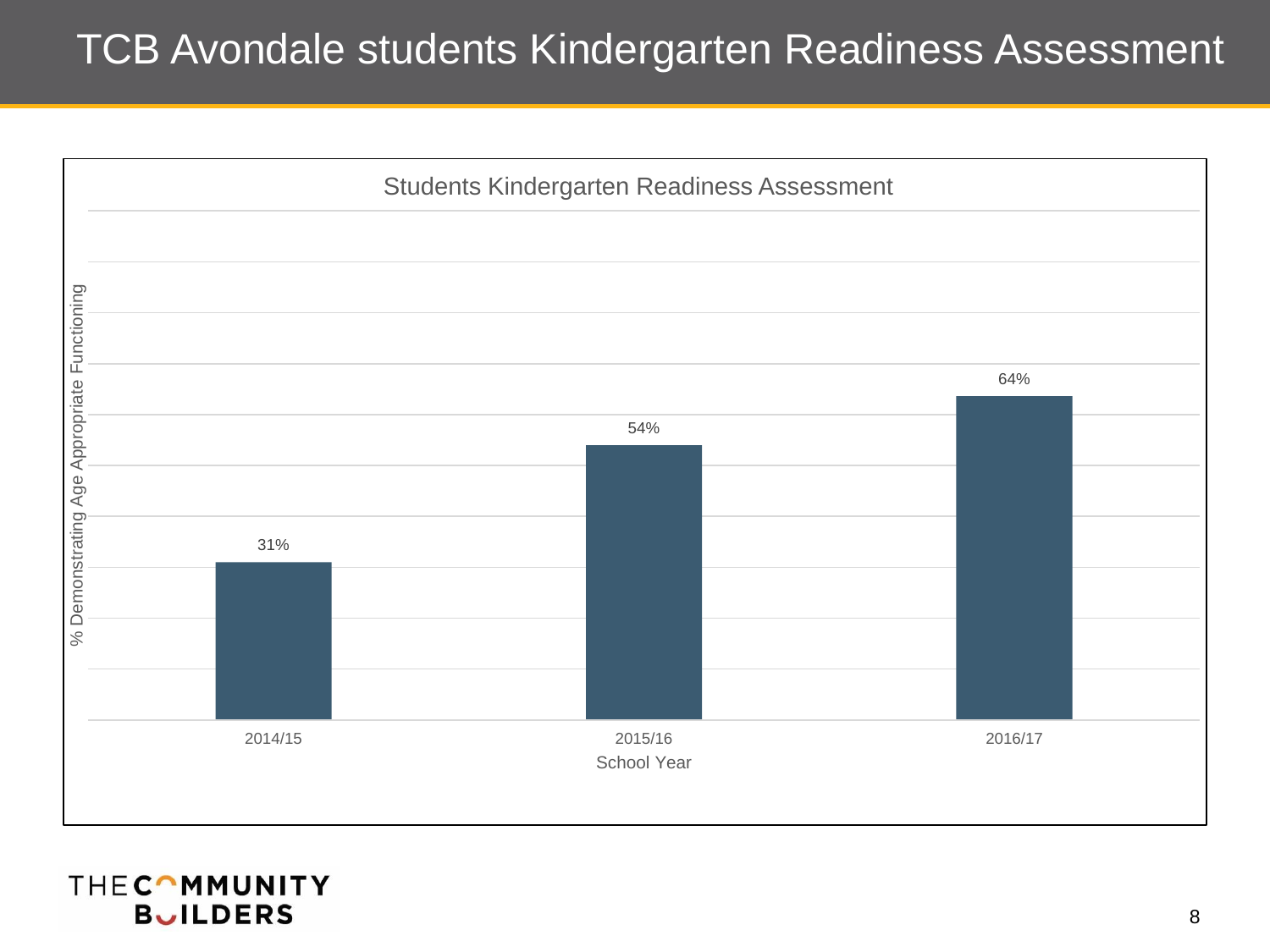# TCB Avondale students Kindergarten Readiness Assessment

**Students Kindergarten Readiness Assessment**

| School Year | % Demonstrating Age Appropriate Functioning |
| --- | --- |
| 2014/15 | 31% |
| 2015/16 | 54% |
| 2016/17 | 64% |

THE COMMUNITY BUILDERS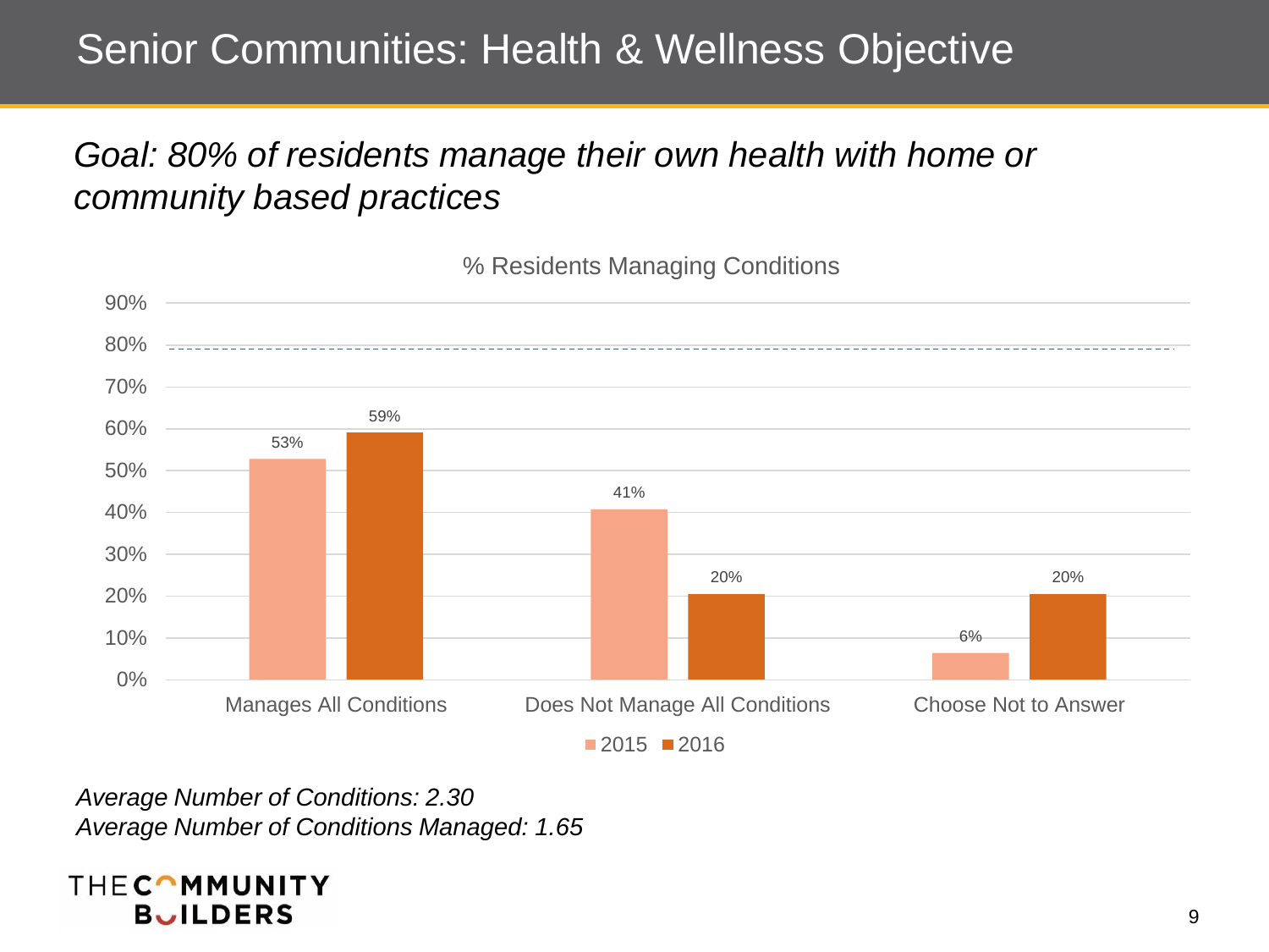# Senior Communities: Health & Wellness Objective

*Goal: 80% of residents manage their own health with home or community based practices*

% Residents Managing Conditions

90%
80%
70%
60%
50%
40%
30%
20%
10%
0%

53%
59%
41%
20%
6%
20%

Manages All Conditions
Does Not Manage All Conditions
Choose Not to Answer

2015 2016

*Average Number of Conditions: 2.30*
*Average Number of Conditions Managed: 1.65*

THE COMMUNITY BUILDERS